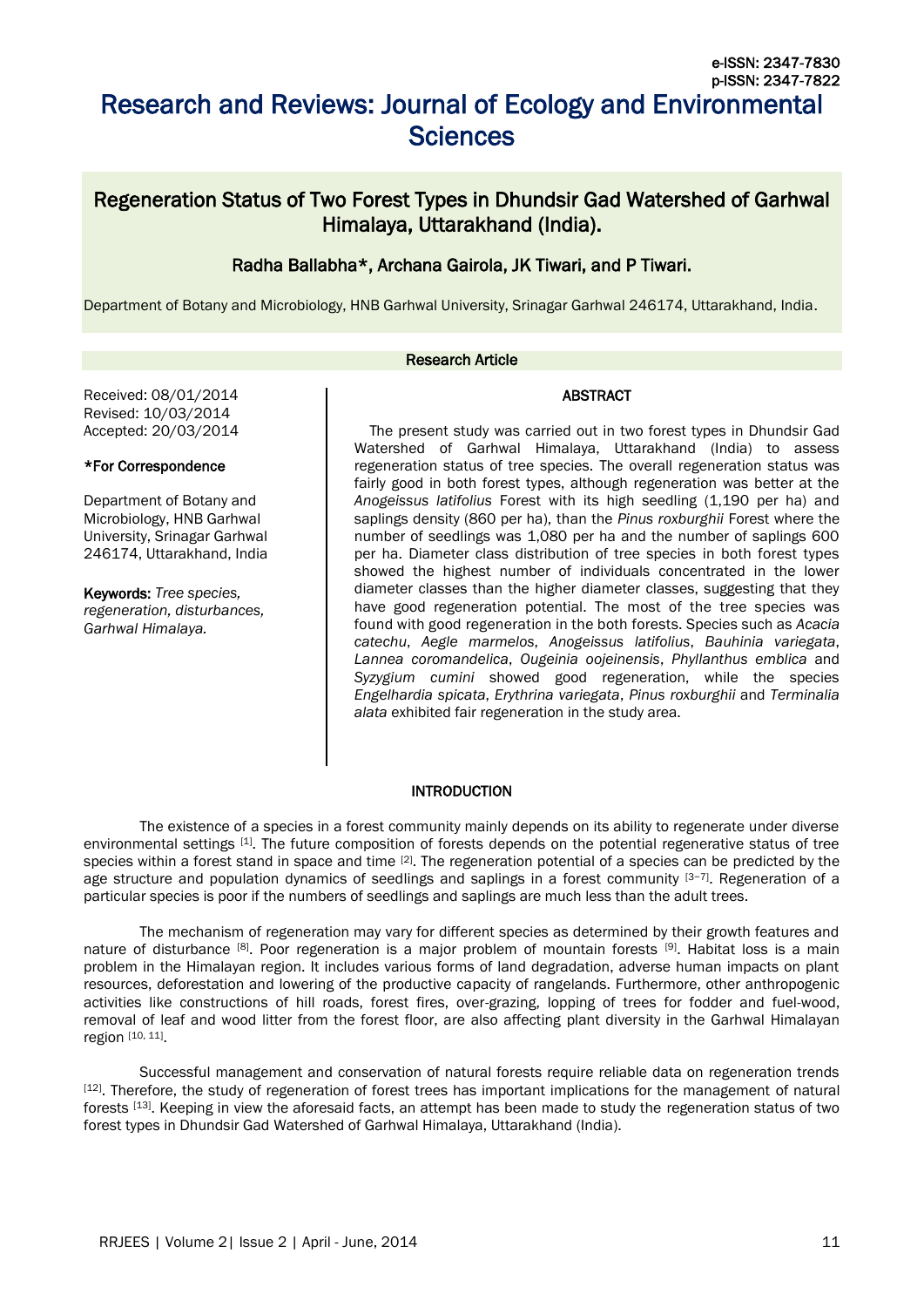e-ISSN: 2347-7830
p-ISSN: 2347-7822

# Research and Reviews: Journal of Ecology and Environmental Sciences

## Regeneration Status of Two Forest Types in Dhundsir Gad Watershed of Garhwal Himalaya, Uttarakhand (India).

**Radha Ballabha\*, Archana Gairola, JK Tiwari, and P Tiwari.**

Department of Botany and Microbiology, HNB Garhwal University, Srinagar Garhwal 246174, Uttarakhand, India.

**Research Article**

Received: 08/01/2014
Revised: 10/03/2014
Accepted: 20/03/2014

**\*For Correspondence**

Department of Botany and Microbiology, HNB Garhwal University, Srinagar Garhwal 246174, Uttarakhand, India

**Keywords:** *Tree species, regeneration, disturbances, Garhwal Himalaya.*

### ABSTRACT

The present study was carried out in two forest types in Dhundsir Gad Watershed of Garhwal Himalaya, Uttarakhand (India) to assess regeneration status of tree species. The overall regeneration status was fairly good in both forest types, although regeneration was better at the *Anogeissus latifolius* Forest with its high seedling (1,190 per ha) and saplings density (860 per ha), than the *Pinus roxburghii* Forest where the number of seedlings was 1,080 per ha and the number of saplings 600 per ha. Diameter class distribution of tree species in both forest types showed the highest number of individuals concentrated in the lower diameter classes than the higher diameter classes, suggesting that they have good regeneration potential. The most of the tree species was found with good regeneration in the both forests. Species such as *Acacia catechu*, *Aegle marmelos*, *Anogeissus latifolius*, *Bauhinia variegata*, *Lannea coromandelica*, *Ougeinia oojeinensis*, *Phyllanthus emblica* and *Syzygium cumini* showed good regeneration, while the species *Engelhardia spicata*, *Erythrina variegata*, *Pinus roxburghii* and *Terminalia alata* exhibited fair regeneration in the study area.

### INTRODUCTION

The existence of a species in a forest community mainly depends on its ability to regenerate under diverse environmental settings [1]. The future composition of forests depends on the potential regenerative status of tree species within a forest stand in space and time [2]. The regeneration potential of a species can be predicted by the age structure and population dynamics of seedlings and saplings in a forest community [3−7]. Regeneration of a particular species is poor if the numbers of seedlings and saplings are much less than the adult trees.

The mechanism of regeneration may vary for different species as determined by their growth features and nature of disturbance [8]. Poor regeneration is a major problem of mountain forests [9]. Habitat loss is a main problem in the Himalayan region. It includes various forms of land degradation, adverse human impacts on plant resources, deforestation and lowering of the productive capacity of rangelands. Furthermore, other anthropogenic activities like constructions of hill roads, forest fires, over-grazing, lopping of trees for fodder and fuel-wood, removal of leaf and wood litter from the forest floor, are also affecting plant diversity in the Garhwal Himalayan region [10, 11].

Successful management and conservation of natural forests require reliable data on regeneration trends [12]. Therefore, the study of regeneration of forest trees has important implications for the management of natural forests [13]. Keeping in view the aforesaid facts, an attempt has been made to study the regeneration status of two forest types in Dhundsir Gad Watershed of Garhwal Himalaya, Uttarakhand (India).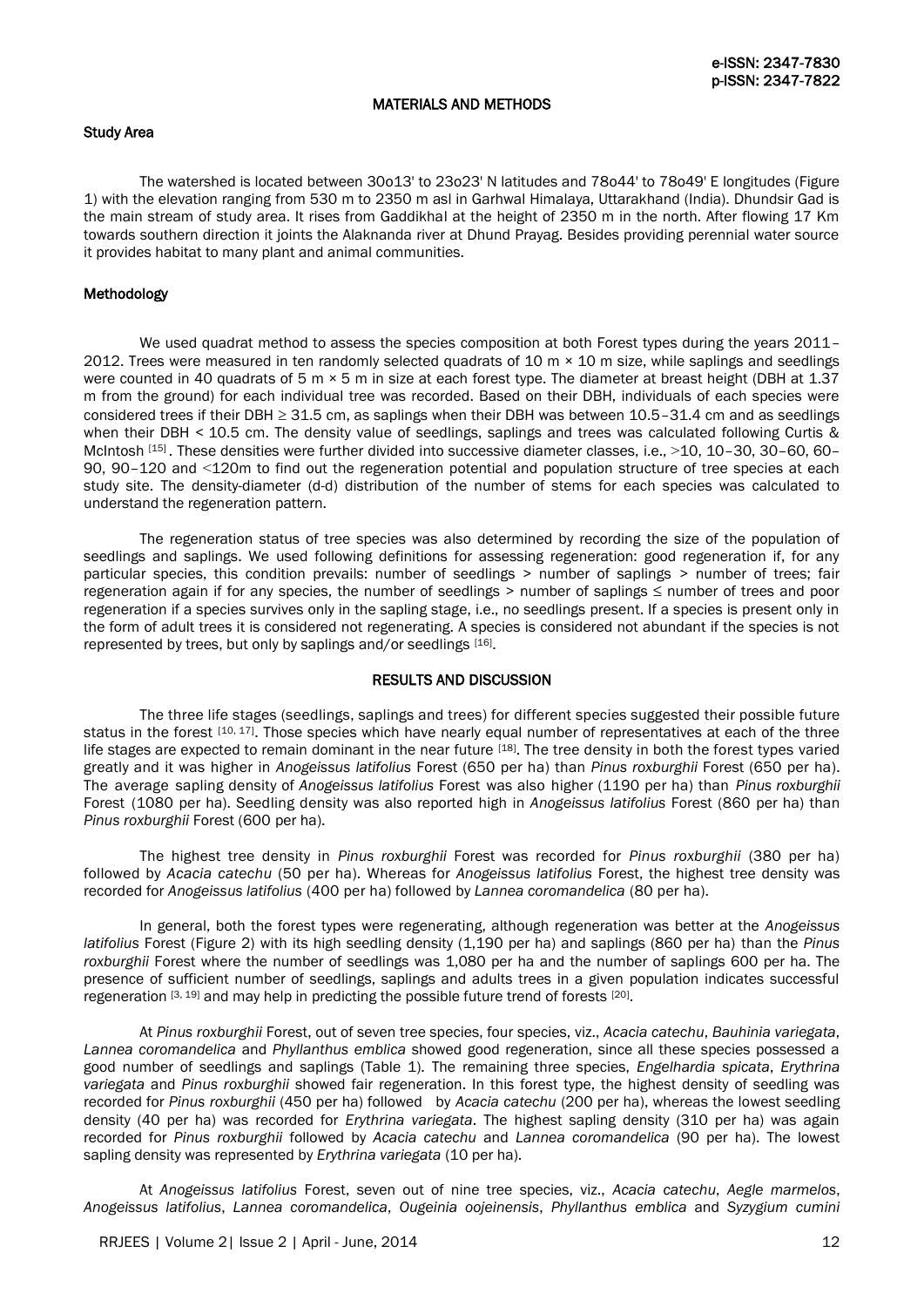## MATERIALS AND METHODS

### Study Area

The watershed is located between 30o13' to 23o23' N latitudes and 78o44' to 78o49' E longitudes (Figure 1) with the elevation ranging from 530 m to 2350 m asl in Garhwal Himalaya, Uttarakhand (India). Dhundsir Gad is the main stream of study area. It rises from Gaddikhal at the height of 2350 m in the north. After flowing 17 Km towards southern direction it joints the Alaknanda river at Dhund Prayag. Besides providing perennial water source it provides habitat to many plant and animal communities.

### Methodology

We used quadrat method to assess the species composition at both Forest types during the years 2011–2012. Trees were measured in ten randomly selected quadrats of 10 m × 10 m size, while saplings and seedlings were counted in 40 quadrats of 5 m × 5 m in size at each forest type. The diameter at breast height (DBH at 1.37 m from the ground) for each individual tree was recorded. Based on their DBH, individuals of each species were considered trees if their DBH ≥ 31.5 cm, as saplings when their DBH was between 10.5–31.4 cm and as seedlings when their DBH < 10.5 cm. The density value of seedlings, saplings and trees was calculated following Curtis & McIntosh [15]. These densities were further divided into successive diameter classes, i.e., >10, 10–30, 30–60, 60–90, 90–120 and <120m to find out the regeneration potential and population structure of tree species at each study site. The density-diameter (d-d) distribution of the number of stems for each species was calculated to understand the regeneration pattern.

The regeneration status of tree species was also determined by recording the size of the population of seedlings and saplings. We used following definitions for assessing regeneration: good regeneration if, for any particular species, this condition prevails: number of seedlings > number of saplings > number of trees; fair regeneration again if for any species, the number of seedlings > number of saplings ≤ number of trees and poor regeneration if a species survives only in the sapling stage, i.e., no seedlings present. If a species is present only in the form of adult trees it is considered not regenerating. A species is considered not abundant if the species is not represented by trees, but only by saplings and/or seedlings [16].

## RESULTS AND DISCUSSION

The three life stages (seedlings, saplings and trees) for different species suggested their possible future status in the forest [10, 17]. Those species which have nearly equal number of representatives at each of the three life stages are expected to remain dominant in the near future [18]. The tree density in both the forest types varied greatly and it was higher in *Anogeissus latifolius* Forest (650 per ha) than *Pinus roxburghii* Forest (650 per ha). The average sapling density of *Anogeissus latifolius* Forest was also higher (1190 per ha) than *Pinus roxburghii* Forest (1080 per ha). Seedling density was also reported high in *Anogeissus latifolius* Forest (860 per ha) than *Pinus roxburghii* Forest (600 per ha).

The highest tree density in *Pinus roxburghii* Forest was recorded for *Pinus roxburghii* (380 per ha) followed by *Acacia catechu* (50 per ha). Whereas for *Anogeissus latifolius* Forest, the highest tree density was recorded for *Anogeissus latifolius* (400 per ha) followed by *Lannea coromandelica* (80 per ha).

In general, both the forest types were regenerating, although regeneration was better at the *Anogeissus latifolius* Forest (Figure 2) with its high seedling density (1,190 per ha) and saplings (860 per ha) than the *Pinus roxburghii* Forest where the number of seedlings was 1,080 per ha and the number of saplings 600 per ha. The presence of sufficient number of seedlings, saplings and adults trees in a given population indicates successful regeneration [3, 19] and may help in predicting the possible future trend of forests [20].

At *Pinus roxburghii* Forest, out of seven tree species, four species, viz., *Acacia catechu*, *Bauhinia variegata*, *Lannea coromandelica* and *Phyllanthus emblica* showed good regeneration, since all these species possessed a good number of seedlings and saplings (Table 1). The remaining three species, *Engelhardia spicata*, *Erythrina variegata* and *Pinus roxburghii* showed fair regeneration. In this forest type, the highest density of seedling was recorded for *Pinus roxburghii* (450 per ha) followed by *Acacia catechu* (200 per ha), whereas the lowest seedling density (40 per ha) was recorded for *Erythrina variegata*. The highest sapling density (310 per ha) was again recorded for *Pinus roxburghii* followed by *Acacia catechu* and *Lannea coromandelica* (90 per ha). The lowest sapling density was represented by *Erythrina variegata* (10 per ha).

At *Anogeissus latifolius* Forest, seven out of nine tree species, viz., *Acacia catechu*, *Aegle marmelos*, *Anogeissus latifolius*, *Lannea coromandelica*, *Ougeinia oojeinensis*, *Phyllanthus emblica* and *Syzygium cumini*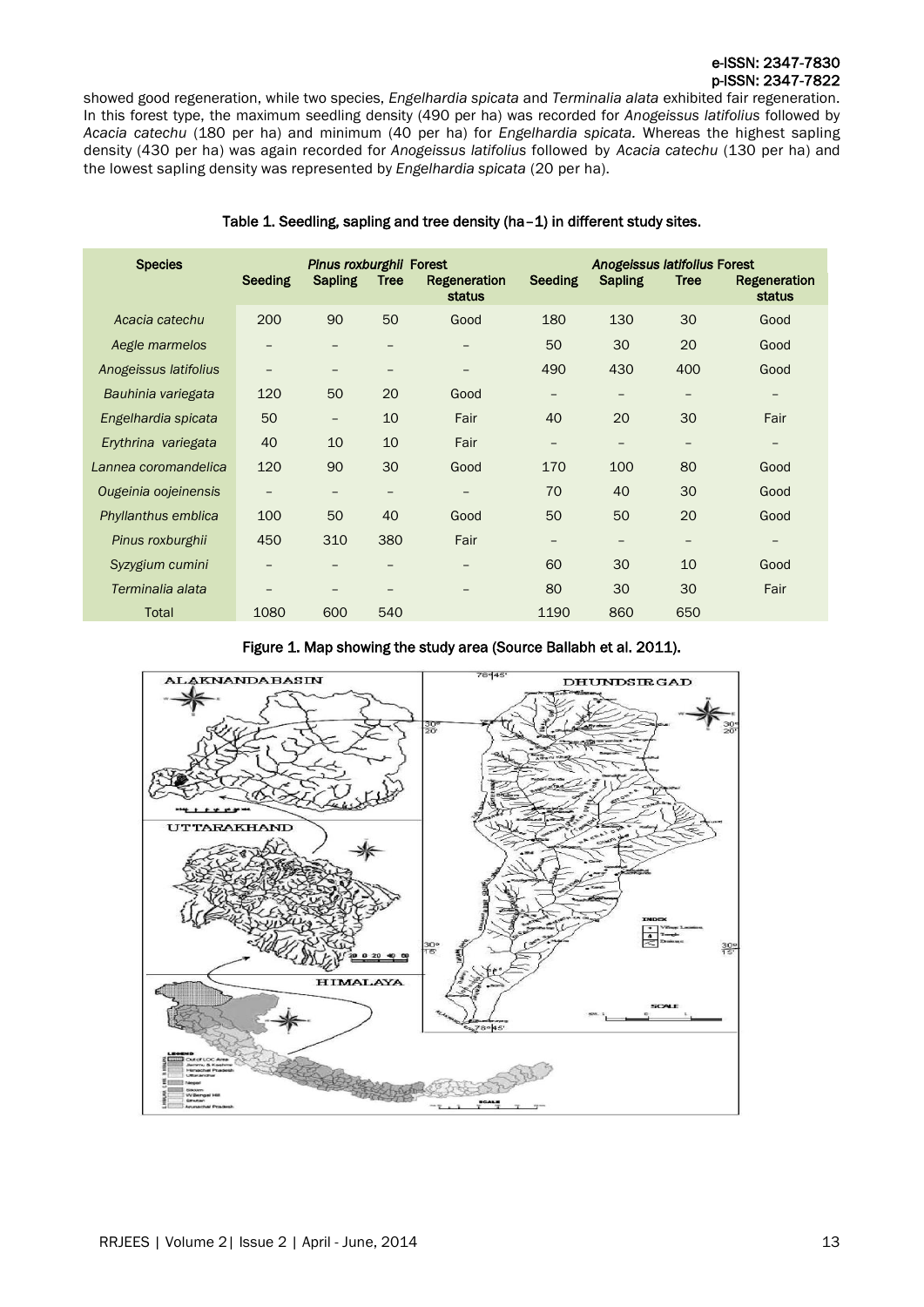showed good regeneration, while two species, *Engelhardia spicata* and *Terminalia alata* exhibited fair regeneration. In this forest type, the maximum seedling density (490 per ha) was recorded for *Anogeissus latifolius* followed by *Acacia catechu* (180 per ha) and minimum (40 per ha) for *Engelhardia spicata.* Whereas the highest sapling density (430 per ha) was again recorded for *Anogeissus latifolius* followed by *Acacia catechu* (130 per ha) and the lowest sapling density was represented by *Engelhardia spicata* (20 per ha).

**Table 1. Seedling, sapling and tree density (ha−1) in different study sites.**

| Species | *Pinus roxburghii* Forest | | | | *Anogeissus latifolius* Forest | | | |
|---|---|---|---|---|---|---|---|---|
| | Seeding | Sapling | Tree | Regeneration status | Seeding | Sapling | Tree | Regeneration status |
| *Acacia catechu* | 200 | 90 | 50 | Good | 180 | 130 | 30 | Good |
| *Aegle marmelos* | – | – | – | – | 50 | 30 | 20 | Good |
| *Anogeissus latifolius* | – | – | – | – | 490 | 430 | 400 | Good |
| *Bauhinia variegata* | 120 | 50 | 20 | Good | – | – | – | – |
| *Engelhardia spicata* | 50 | – | 10 | Fair | 40 | 20 | 30 | Fair |
| *Erythrina variegata* | 40 | 10 | 10 | Fair | – | – | – | – |
| *Lannea coromandelica* | 120 | 90 | 30 | Good | 170 | 100 | 80 | Good |
| *Ougeinia oojeinensis* | – | – | – | – | 70 | 40 | 30 | Good |
| *Phyllanthus emblica* | 100 | 50 | 40 | Good | 50 | 50 | 20 | Good |
| *Pinus roxburghii* | 450 | 310 | 380 | Fair | – | – | – | – |
| *Syzygium cumini* | – | – | – | – | 60 | 30 | 10 | Good |
| *Terminalia alata* | – | – | – | – | 80 | 30 | 30 | Fair |
| Total | 1080 | 600 | 540 | | 1190 | 860 | 650 | |

**Figure 1. Map showing the study area (Source Ballabh et al. 2011).**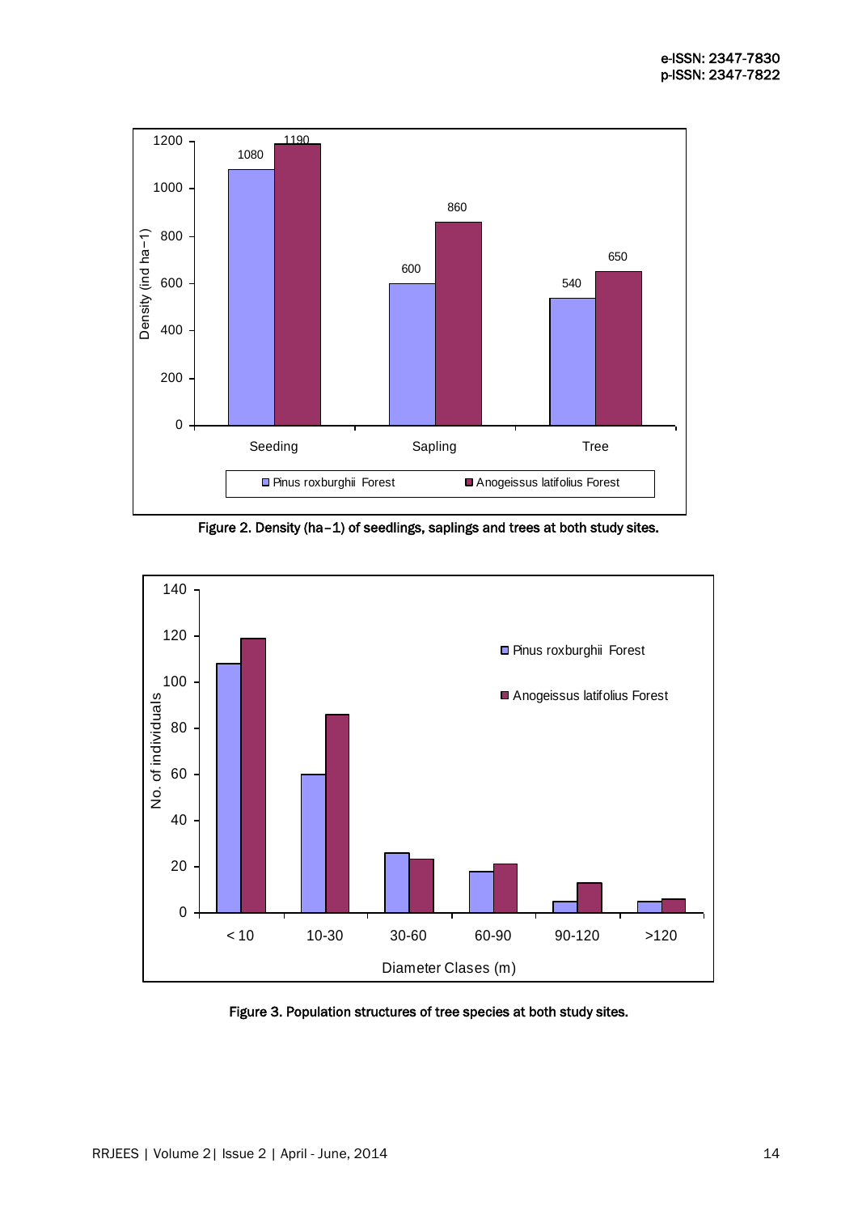Figure 2. Density (ha−1) of seedlings, saplings and trees at both study sites.

Figure 3. Population structures of tree species at both study sites.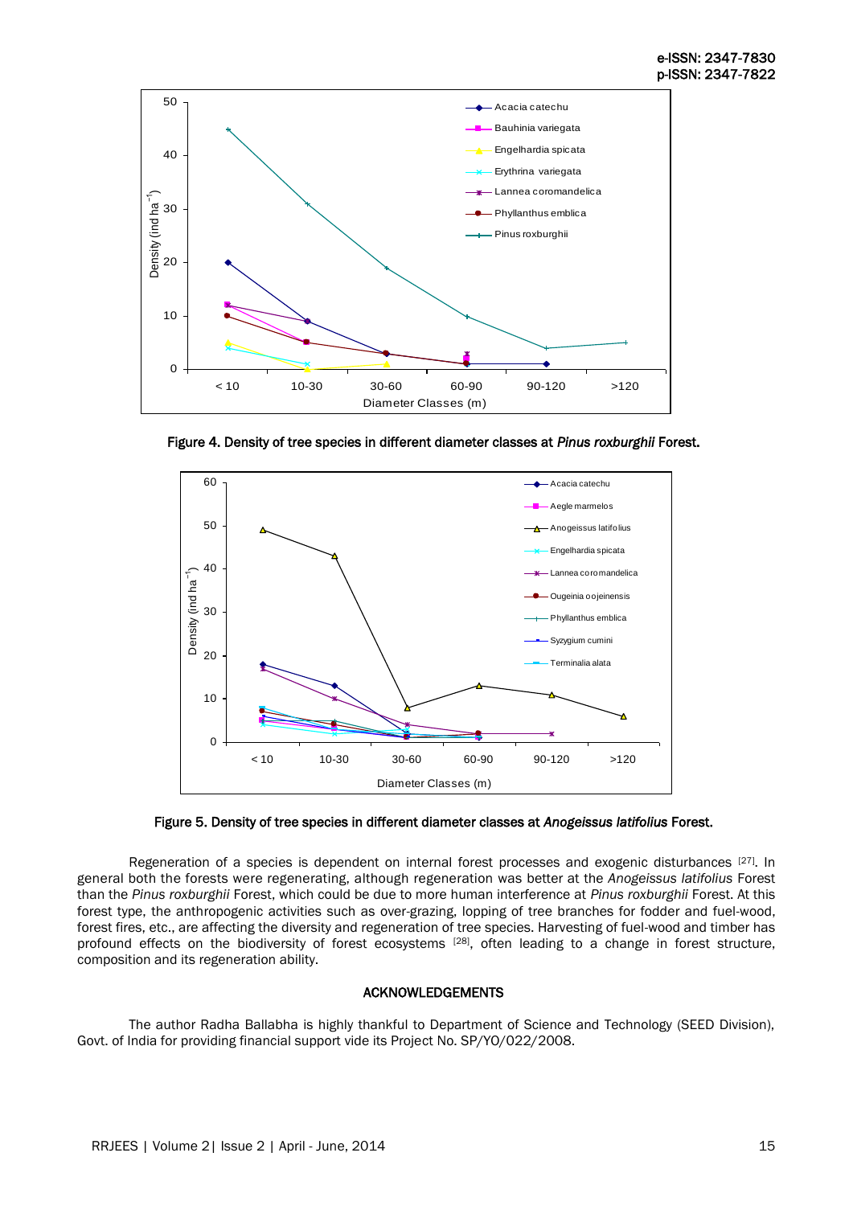Figure 4. Density of tree species in different diameter classes at *Pinus roxburghii* Forest.

Figure 5. Density of tree species in different diameter classes at *Anogeissus latifolius* Forest.

Regeneration of a species is dependent on internal forest processes and exogenic disturbances [27]. In general both the forests were regenerating, although regeneration was better at the *Anogeissus latifolius* Forest than the *Pinus roxburghii* Forest, which could be due to more human interference at *Pinus roxburghii* Forest. At this forest type, the anthropogenic activities such as over-grazing, lopping of tree branches for fodder and fuel-wood, forest fires, etc., are affecting the diversity and regeneration of tree species. Harvesting of fuel-wood and timber has profound effects on the biodiversity of forest ecosystems [28], often leading to a change in forest structure, composition and its regeneration ability.

## ACKNOWLEDGEMENTS

The author Radha Ballabha is highly thankful to Department of Science and Technology (SEED Division), Govt. of India for providing financial support vide its Project No. SP/YO/022/2008.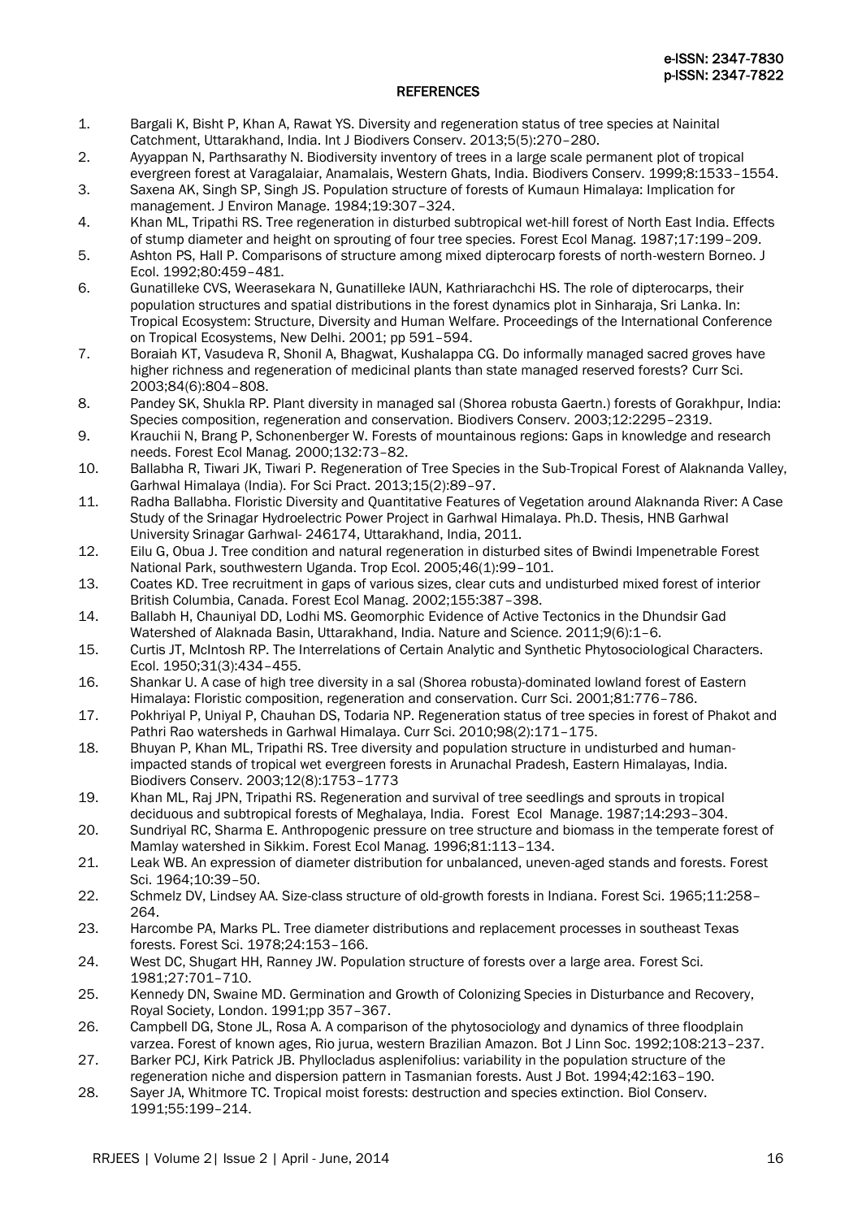## REFERENCES

1. Bargali K, Bisht P, Khan A, Rawat YS. Diversity and regeneration status of tree species at Nainital Catchment, Uttarakhand, India. Int J Biodivers Conserv. 2013;5(5):270–280.
2. Ayyappan N, Parthsarathy N. Biodiversity inventory of trees in a large scale permanent plot of tropical evergreen forest at Varagalaiar, Anamalais, Western Ghats, India. Biodivers Conserv. 1999;8:1533–1554.
3. Saxena AK, Singh SP, Singh JS. Population structure of forests of Kumaun Himalaya: Implication for management. J Environ Manage. 1984;19:307–324.
4. Khan ML, Tripathi RS. Tree regeneration in disturbed subtropical wet-hill forest of North East India. Effects of stump diameter and height on sprouting of four tree species. Forest Ecol Manag. 1987;17:199–209.
5. Ashton PS, Hall P. Comparisons of structure among mixed dipterocarp forests of north-western Borneo. J Ecol. 1992;80:459–481.
6. Gunatilleke CVS, Weerasekara N, Gunatilleke IAUN, Kathriarachchi HS. The role of dipterocarps, their population structures and spatial distributions in the forest dynamics plot in Sinharaja, Sri Lanka. In: Tropical Ecosystem: Structure, Diversity and Human Welfare. Proceedings of the International Conference on Tropical Ecosystems, New Delhi. 2001; pp 591–594.
7. Boraiah KT, Vasudeva R, Shonil A, Bhagwat, Kushalappa CG. Do informally managed sacred groves have higher richness and regeneration of medicinal plants than state managed reserved forests? Curr Sci. 2003;84(6):804–808.
8. Pandey SK, Shukla RP. Plant diversity in managed sal (Shorea robusta Gaertn.) forests of Gorakhpur, India: Species composition, regeneration and conservation. Biodivers Conserv. 2003;12:2295–2319.
9. Krauchii N, Brang P, Schonenberger W. Forests of mountainous regions: Gaps in knowledge and research needs. Forest Ecol Manag. 2000;132:73–82.
10. Ballabha R, Tiwari JK, Tiwari P. Regeneration of Tree Species in the Sub-Tropical Forest of Alaknanda Valley, Garhwal Himalaya (India). For Sci Pract. 2013;15(2):89–97.
11. Radha Ballabha. Floristic Diversity and Quantitative Features of Vegetation around Alaknanda River: A Case Study of the Srinagar Hydroelectric Power Project in Garhwal Himalaya. Ph.D. Thesis, HNB Garhwal University Srinagar Garhwal- 246174, Uttarakhand, India, 2011.
12. Eilu G, Obua J. Tree condition and natural regeneration in disturbed sites of Bwindi Impenetrable Forest National Park, southwestern Uganda. Trop Ecol. 2005;46(1):99–101.
13. Coates KD. Tree recruitment in gaps of various sizes, clear cuts and undisturbed mixed forest of interior British Columbia, Canada. Forest Ecol Manag. 2002;155:387–398.
14. Ballabh H, Chauniyal DD, Lodhi MS. Geomorphic Evidence of Active Tectonics in the Dhundsir Gad Watershed of Alaknada Basin, Uttarakhand, India. Nature and Science. 2011;9(6):1–6.
15. Curtis JT, McIntosh RP. The Interrelations of Certain Analytic and Synthetic Phytosociological Characters. Ecol. 1950;31(3):434–455.
16. Shankar U. A case of high tree diversity in a sal (Shorea robusta)-dominated lowland forest of Eastern Himalaya: Floristic composition, regeneration and conservation. Curr Sci. 2001;81:776–786.
17. Pokhriyal P, Uniyal P, Chauhan DS, Todaria NP. Regeneration status of tree species in forest of Phakot and Pathri Rao watersheds in Garhwal Himalaya. Curr Sci. 2010;98(2):171–175.
18. Bhuyan P, Khan ML, Tripathi RS. Tree diversity and population structure in undisturbed and human-impacted stands of tropical wet evergreen forests in Arunachal Pradesh, Eastern Himalayas, India. Biodivers Conserv. 2003;12(8):1753–1773
19. Khan ML, Raj JPN, Tripathi RS. Regeneration and survival of tree seedlings and sprouts in tropical deciduous and subtropical forests of Meghalaya, India. Forest Ecol Manage. 1987;14:293–304.
20. Sundriyal RC, Sharma E. Anthropogenic pressure on tree structure and biomass in the temperate forest of Mamlay watershed in Sikkim. Forest Ecol Manag. 1996;81:113–134.
21. Leak WB. An expression of diameter distribution for unbalanced, uneven-aged stands and forests. Forest Sci. 1964;10:39–50.
22. Schmelz DV, Lindsey AA. Size-class structure of old-growth forests in Indiana. Forest Sci. 1965;11:258–264.
23. Harcombe PA, Marks PL. Tree diameter distributions and replacement processes in southeast Texas forests. Forest Sci. 1978;24:153–166.
24. West DC, Shugart HH, Ranney JW. Population structure of forests over a large area. Forest Sci. 1981;27:701–710.
25. Kennedy DN, Swaine MD. Germination and Growth of Colonizing Species in Disturbance and Recovery, Royal Society, London. 1991;pp 357–367.
26. Campbell DG, Stone JL, Rosa A. A comparison of the phytosociology and dynamics of three floodplain varzea. Forest of known ages, Rio jurua, western Brazilian Amazon. Bot J Linn Soc. 1992;108:213–237.
27. Barker PCJ, Kirk Patrick JB. Phyllocladus asplenifolius: variability in the population structure of the regeneration niche and dispersion pattern in Tasmanian forests. Aust J Bot. 1994;42:163–190.
28. Sayer JA, Whitmore TC. Tropical moist forests: destruction and species extinction. Biol Conserv. 1991;55:199–214.